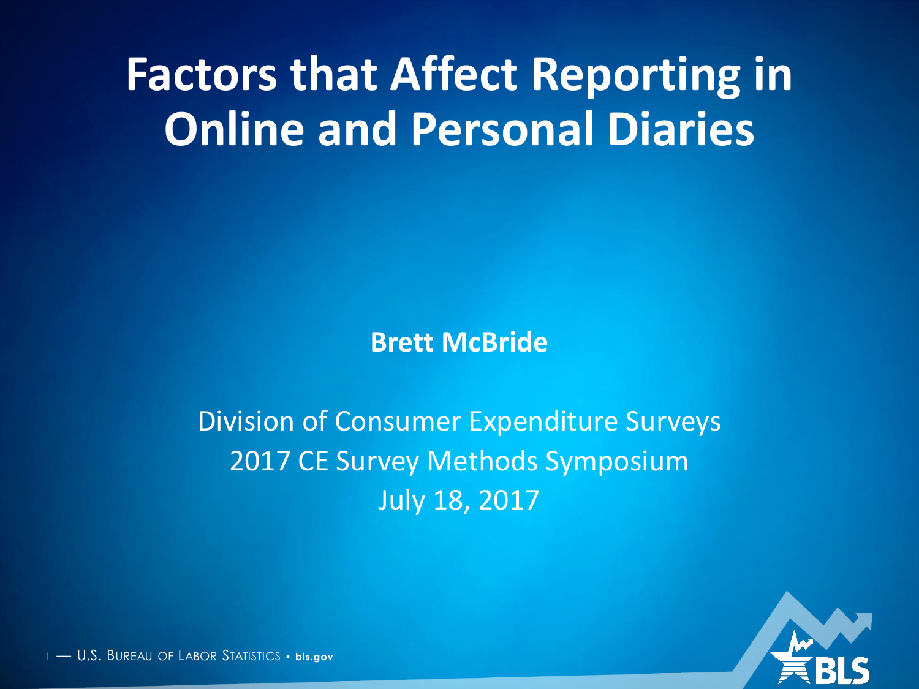# Factors that Affect Reporting in Online and Personal Diaries

**Brett McBride**

Division of Consumer Expenditure Surveys
2017 CE Survey Methods Symposium
July 18, 2017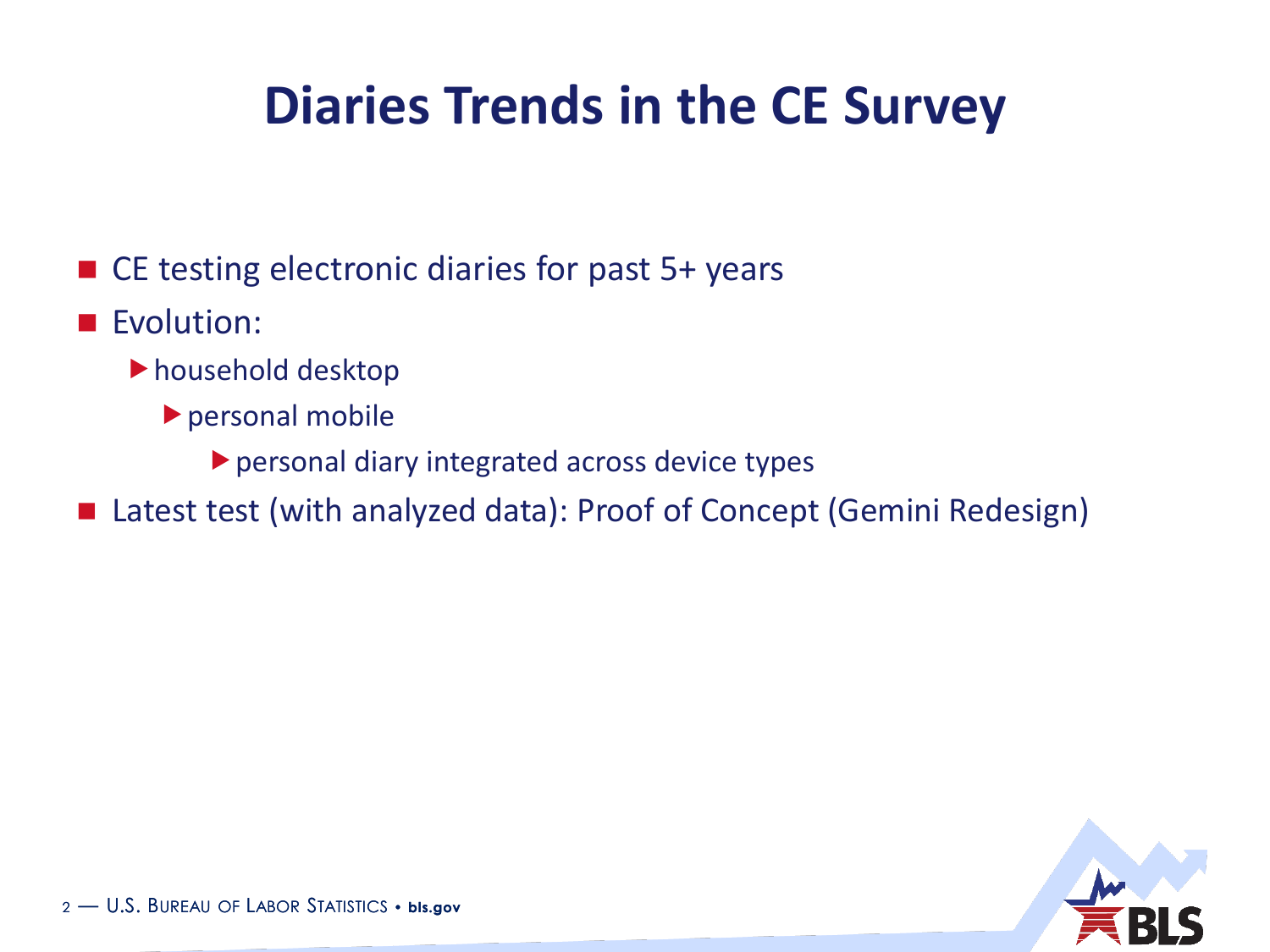# Diaries Trends in the CE Survey

- CE testing electronic diaries for past 5+ years
- Evolution:
  - household desktop
    - personal mobile
      - personal diary integrated across device types
- Latest test (with analyzed data): Proof of Concept (Gemini Redesign)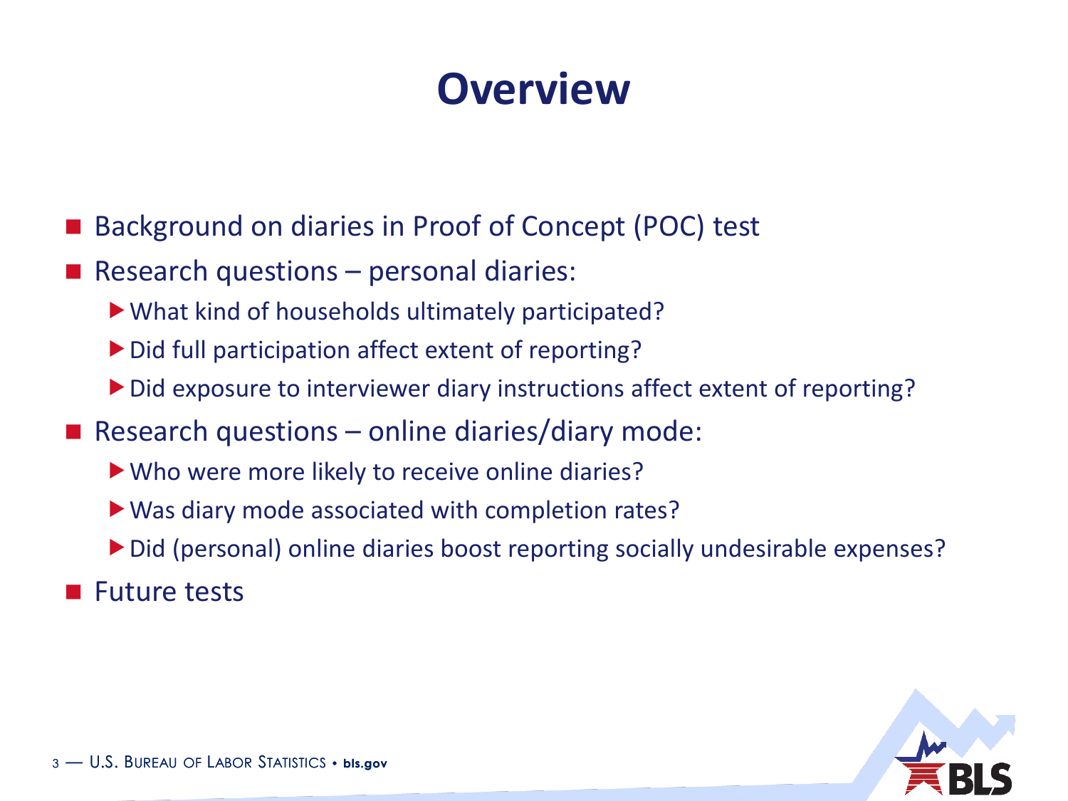# Overview

- Background on diaries in Proof of Concept (POC) test
- Research questions – personal diaries:
  - What kind of households ultimately participated?
  - Did full participation affect extent of reporting?
  - Did exposure to interviewer diary instructions affect extent of reporting?
- Research questions – online diaries/diary mode:
  - Who were more likely to receive online diaries?
  - Was diary mode associated with completion rates?
  - Did (personal) online diaries boost reporting socially undesirable expenses?
- Future tests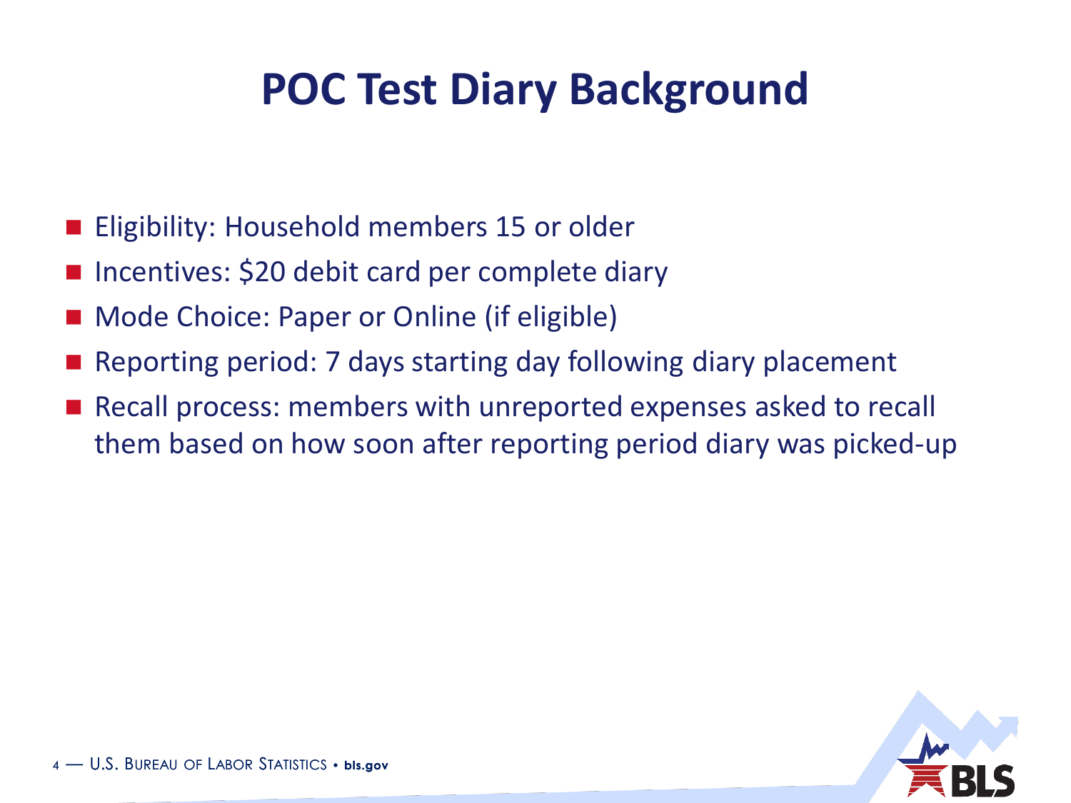# POC Test Diary Background

- Eligibility: Household members 15 or older
- Incentives: $20 debit card per complete diary
- Mode Choice: Paper or Online (if eligible)
- Reporting period: 7 days starting day following diary placement
- Recall process: members with unreported expenses asked to recall them based on how soon after reporting period diary was picked-up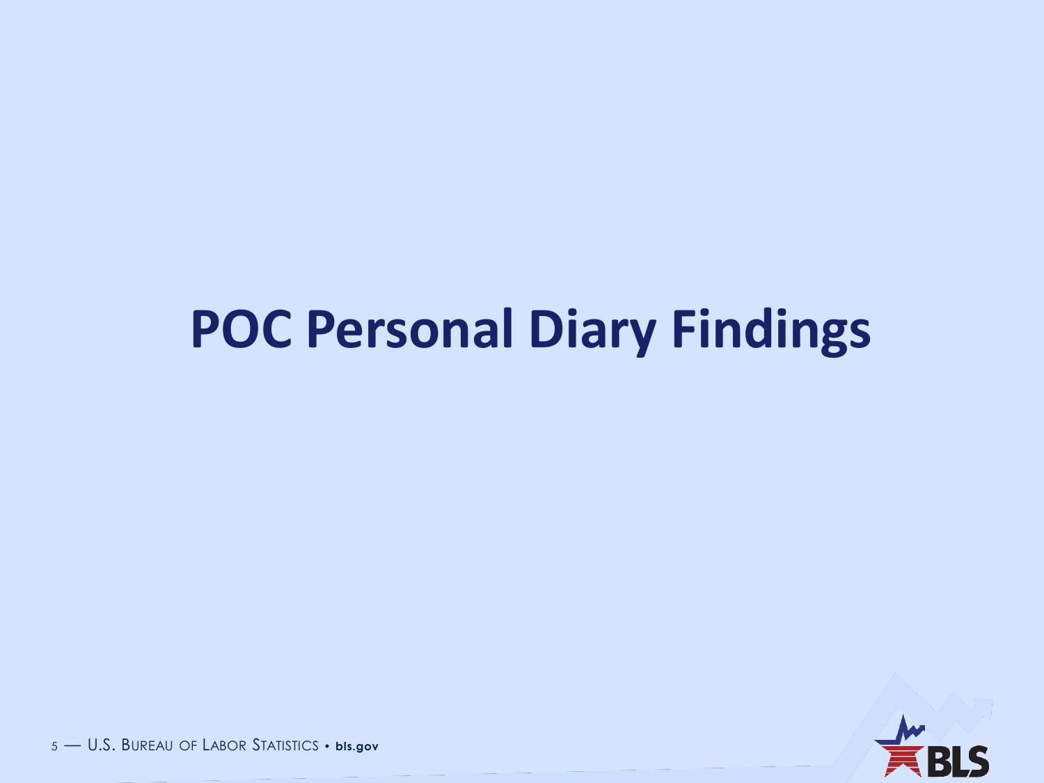# POC Personal Diary Findings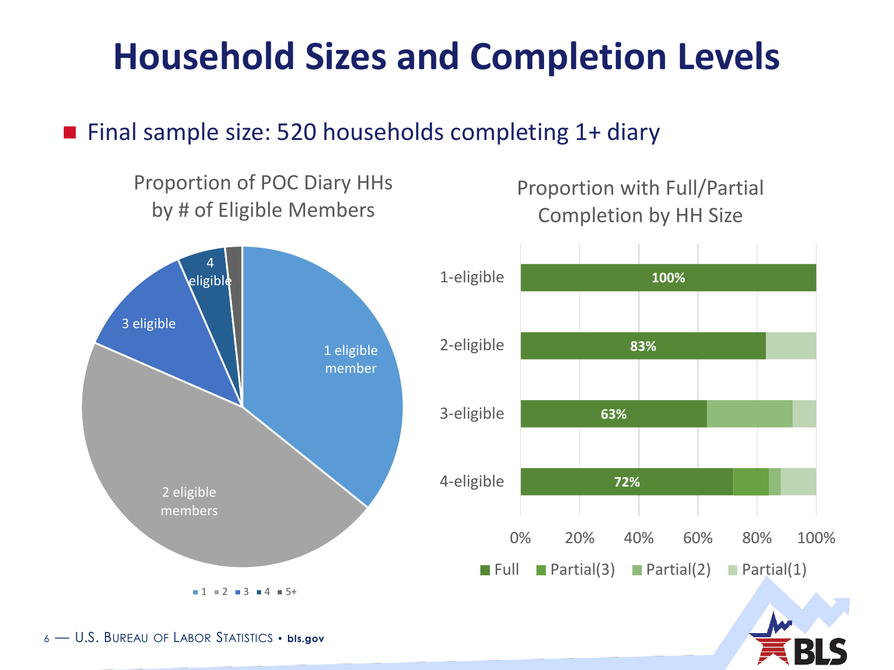# Household Sizes and Completion Levels

- Final sample size: 520 households completing 1+ diary

Proportion of POC Diary HHs by # of Eligible Members

1 eligible member; 2 eligible members; 3 eligible; 4 eligible

■ 1 ■ 2 ■ 3 ■ 4 ■ 5+

Proportion with Full/Partial Completion by HH Size

| HH Size | Full |
|---|---|
| 1-eligible | 100% |
| 2-eligible | 83% |
| 3-eligible | 63% |
| 4-eligible | 72% |

0% 20% 40% 60% 80% 100%

■ Full ■ Partial(3) ■ Partial(2) ■ Partial(1)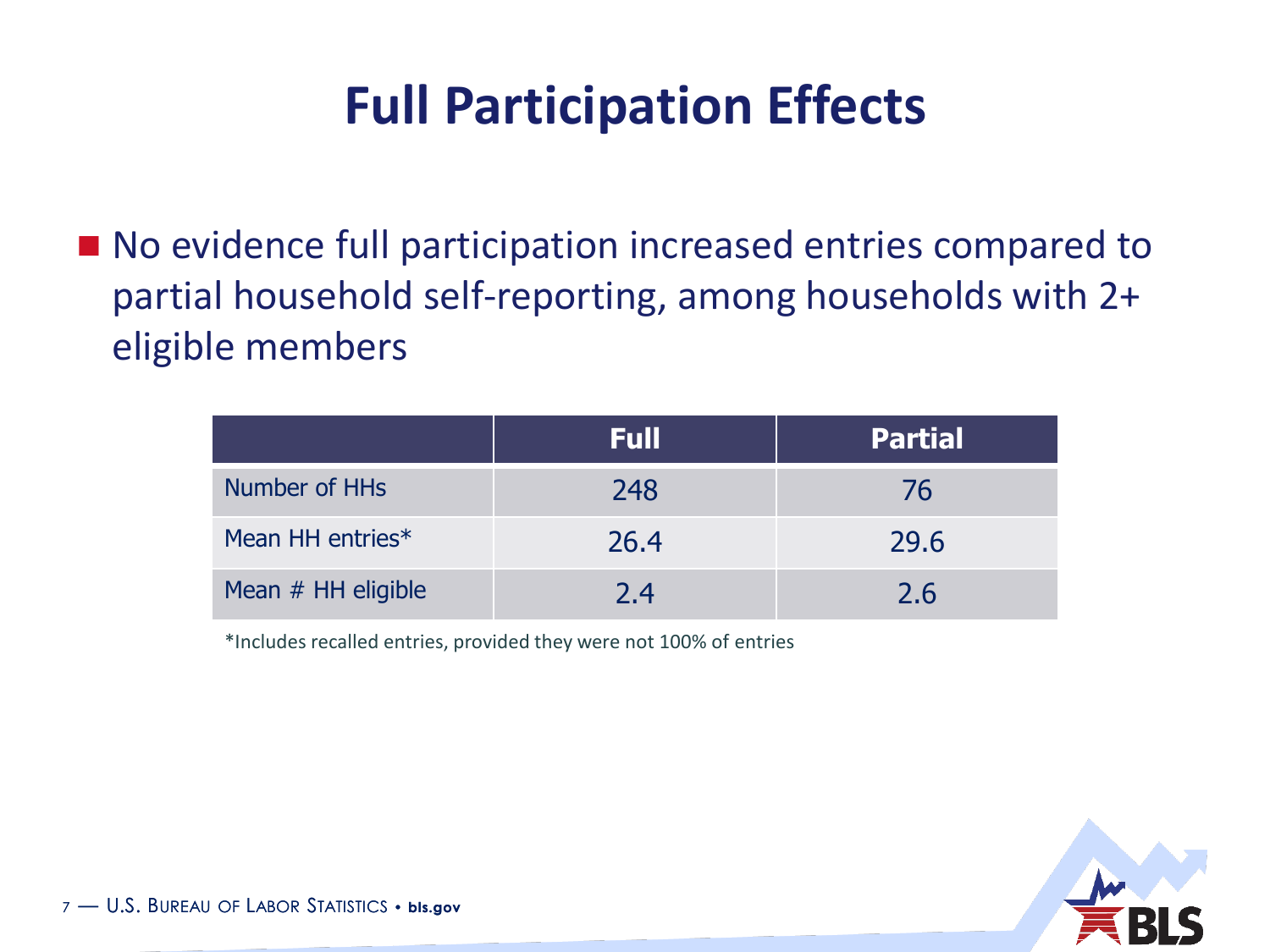# Full Participation Effects

- No evidence full participation increased entries compared to partial household self-reporting, among households with 2+ eligible members

| | Full | Partial |
|---|---|---|
| Number of HHs | 248 | 76 |
| Mean HH entries* | 26.4 | 29.6 |
| Mean # HH eligible | 2.4 | 2.6 |

*Includes recalled entries, provided they were not 100% of entries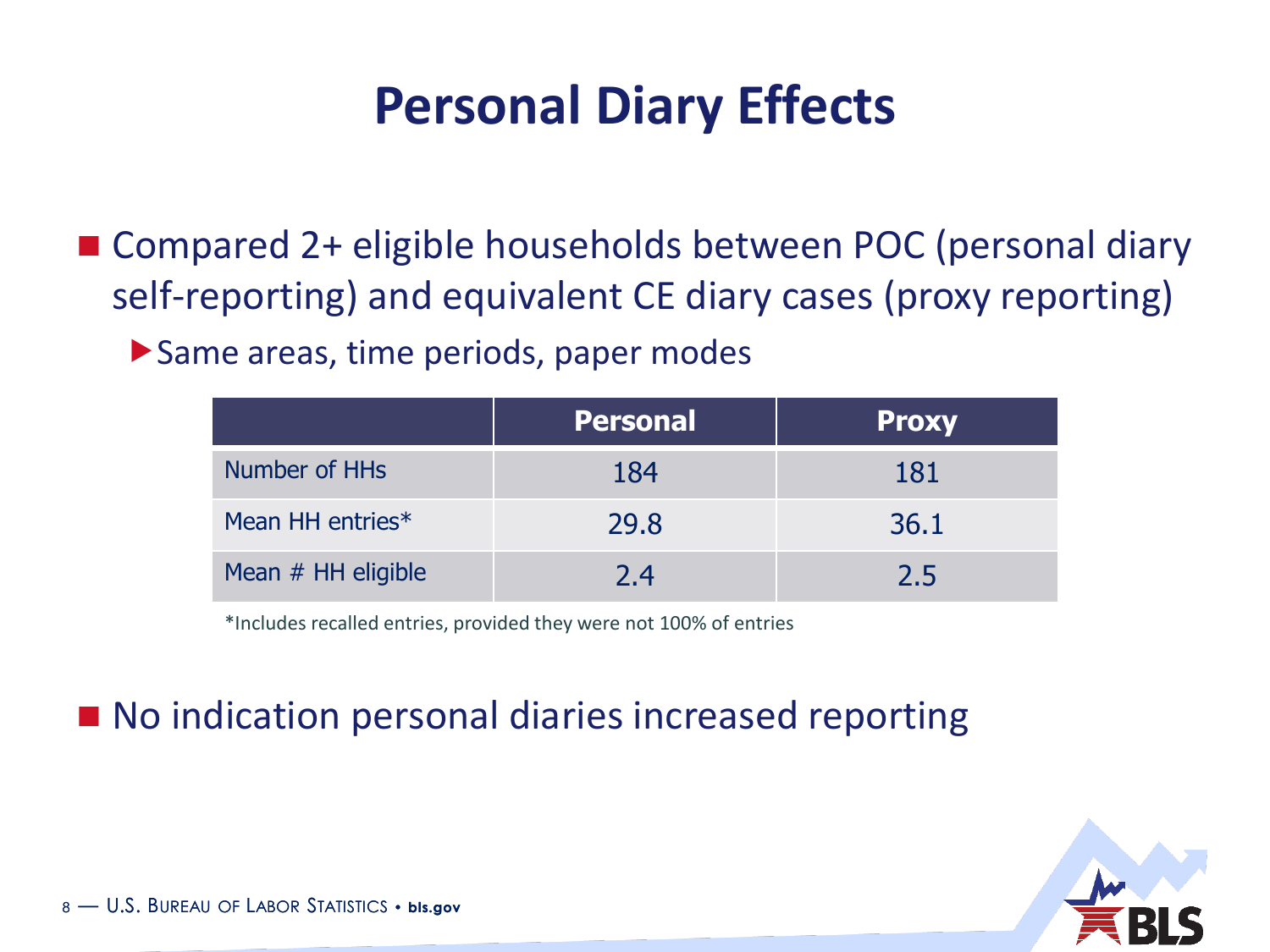# Personal Diary Effects

- Compared 2+ eligible households between POC (personal diary self-reporting) and equivalent CE diary cases (proxy reporting)
  - Same areas, time periods, paper modes

| | Personal | Proxy |
|---|---|---|
| Number of HHs | 184 | 181 |
| Mean HH entries* | 29.8 | 36.1 |
| Mean # HH eligible | 2.4 | 2.5 |

*Includes recalled entries, provided they were not 100% of entries

- No indication personal diaries increased reporting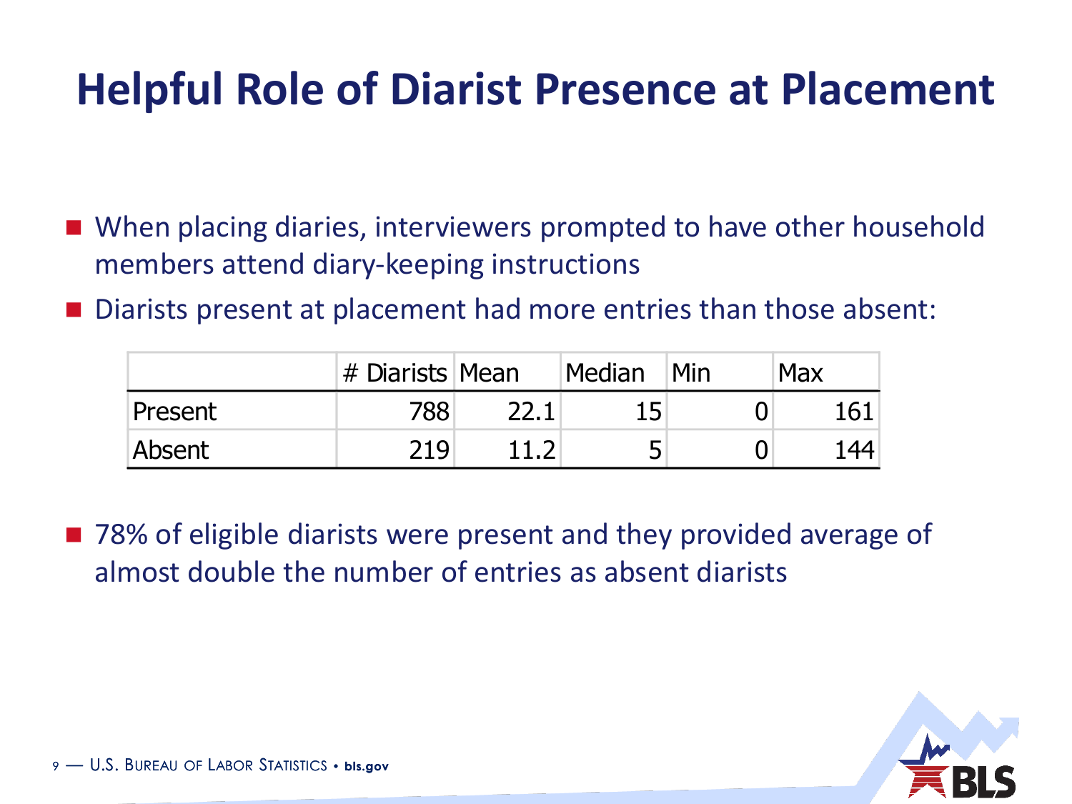# Helpful Role of Diarist Presence at Placement

- When placing diaries, interviewers prompted to have other household members attend diary-keeping instructions
- Diarists present at placement had more entries than those absent:

| | # Diarists | Mean | Median | Min | Max |
|---|---|---|---|---|---|
| Present | 788 | 22.1 | 15 | 0 | 161 |
| Absent | 219 | 11.2 | 5 | 0 | 144 |

- 78% of eligible diarists were present and they provided average of almost double the number of entries as absent diarists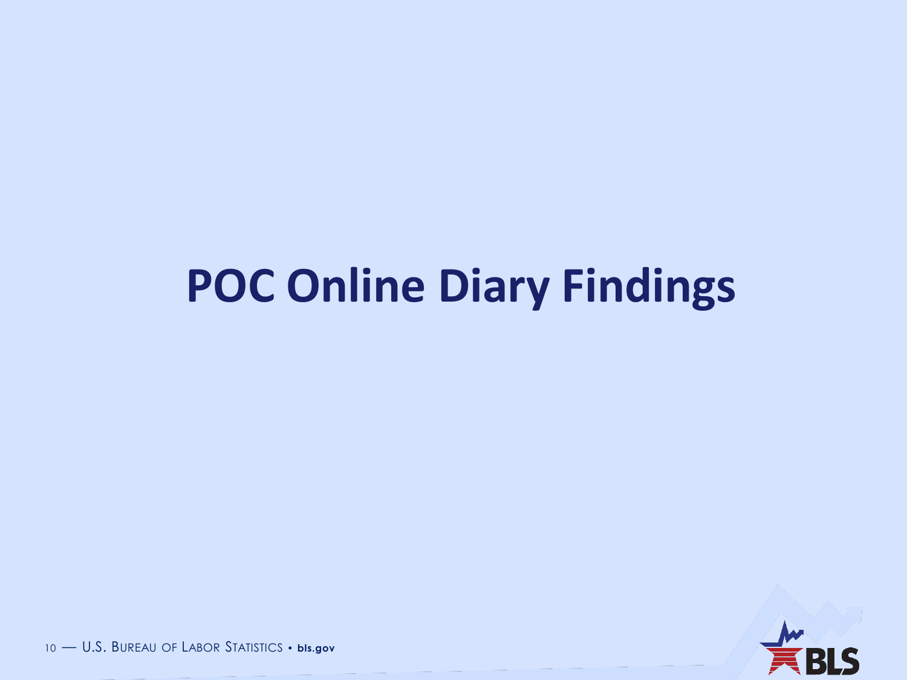# POC Online Diary Findings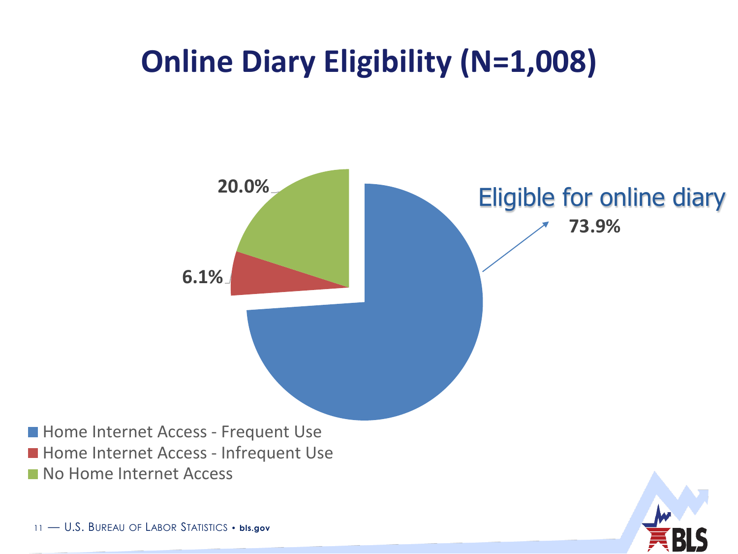# Online Diary Eligibility (N=1,008)

Eligible for online diary

73.9%

20.0%

6.1%

- Home Internet Access - Frequent Use
- Home Internet Access - Infrequent Use
- No Home Internet Access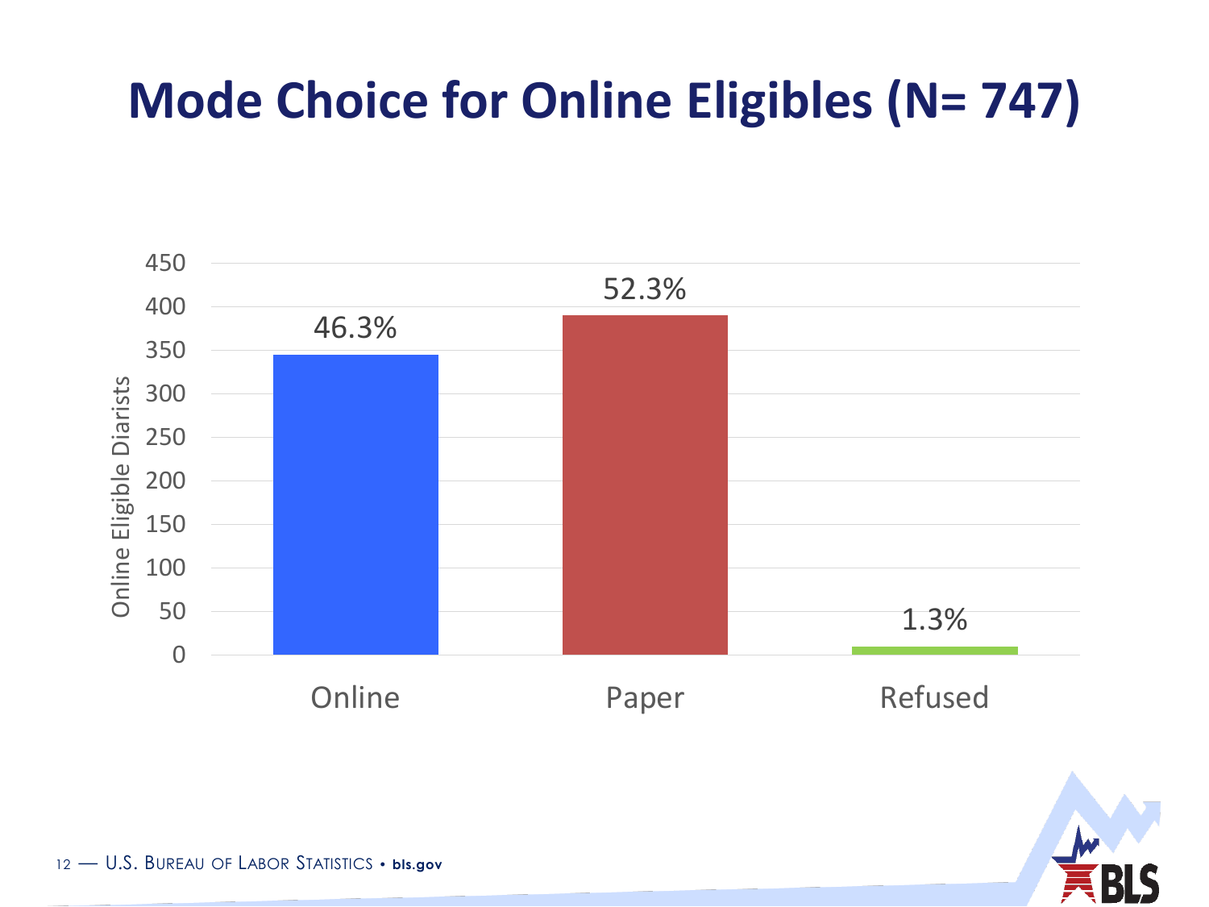# Mode Choice for Online Eligibles (N= 747)

| Mode | Share of Online Eligible Diarists |
| --- | --- |
| Online | 46.3% |
| Paper | 52.3% |
| Refused | 1.3% |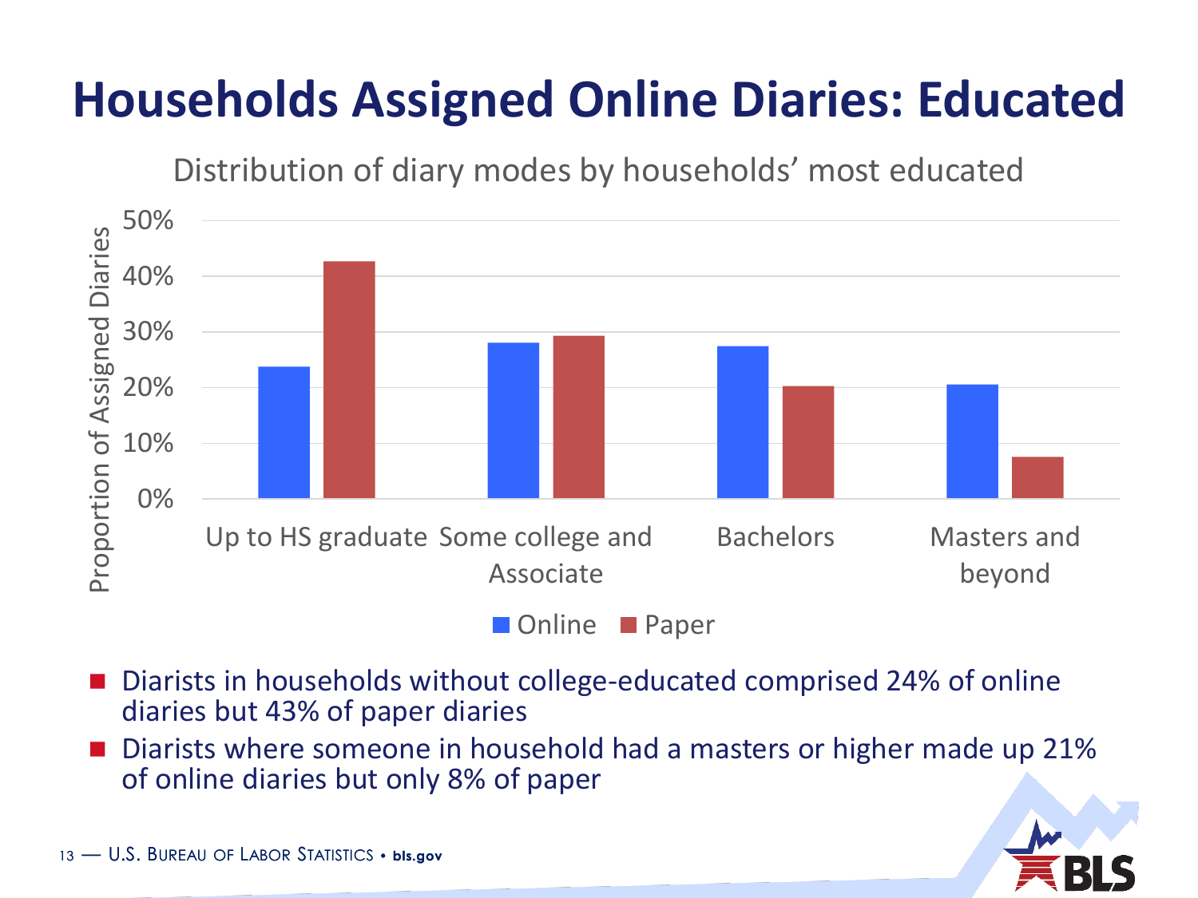# Households Assigned Online Diaries: Educated

Distribution of diary modes by households' most educated

| | Online | Paper |
|---|---|---|
| Up to HS graduate | 24% | 43% |
| Some college and Associate | 28% | 29% |
| Bachelors | 27% | 20% |
| Masters and beyond | 21% | 8% |

- Diarists in households without college-educated comprised 24% of online diaries but 43% of paper diaries
- Diarists where someone in household had a masters or higher made up 21% of online diaries but only 8% of paper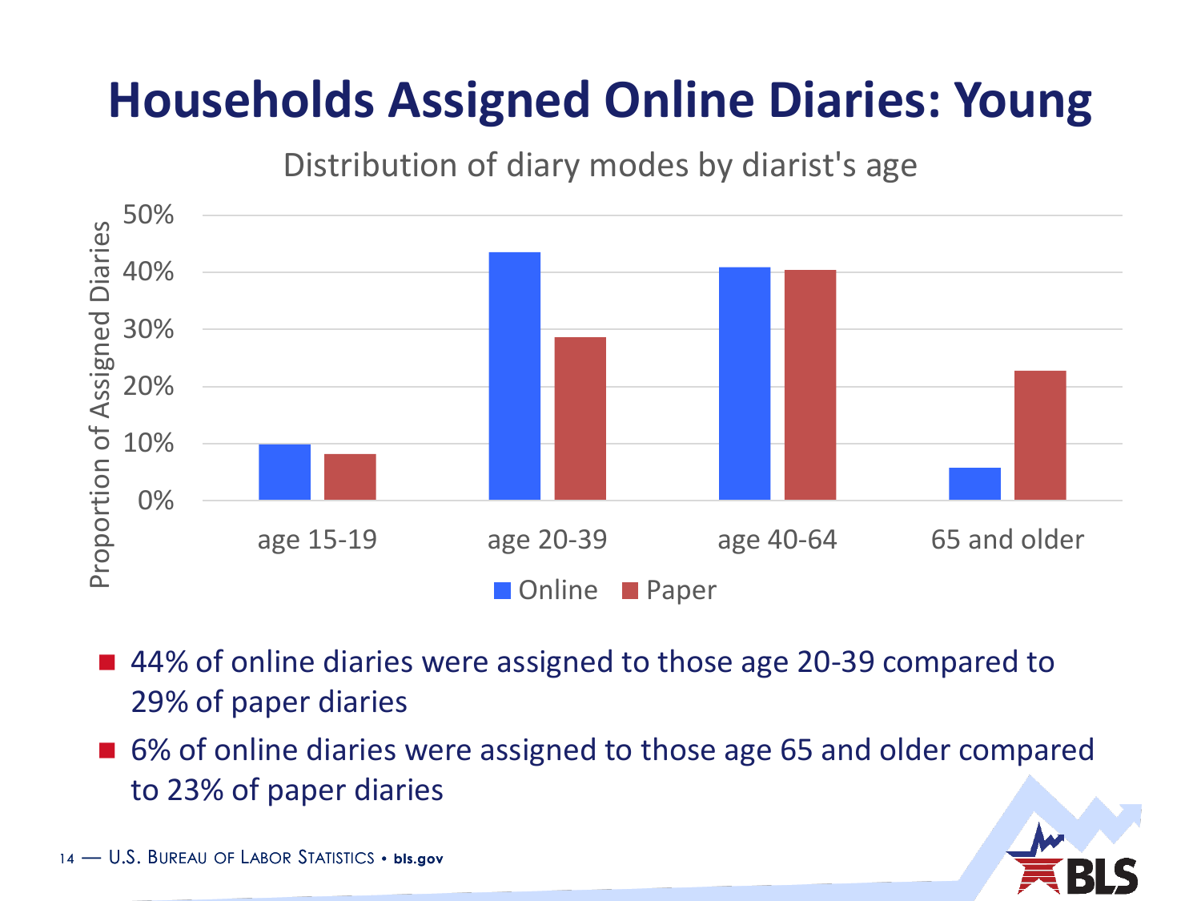# Households Assigned Online Diaries: Young

Distribution of diary modes by diarist's age

| | Online | Paper |
|---|---|---|
| age 15-19 | 10% | 8% |
| age 20-39 | 44% | 29% |
| age 40-64 | 41% | 40% |
| 65 and older | 6% | 23% |

- 44% of online diaries were assigned to those age 20-39 compared to 29% of paper diaries
- 6% of online diaries were assigned to those age 65 and older compared to 23% of paper diaries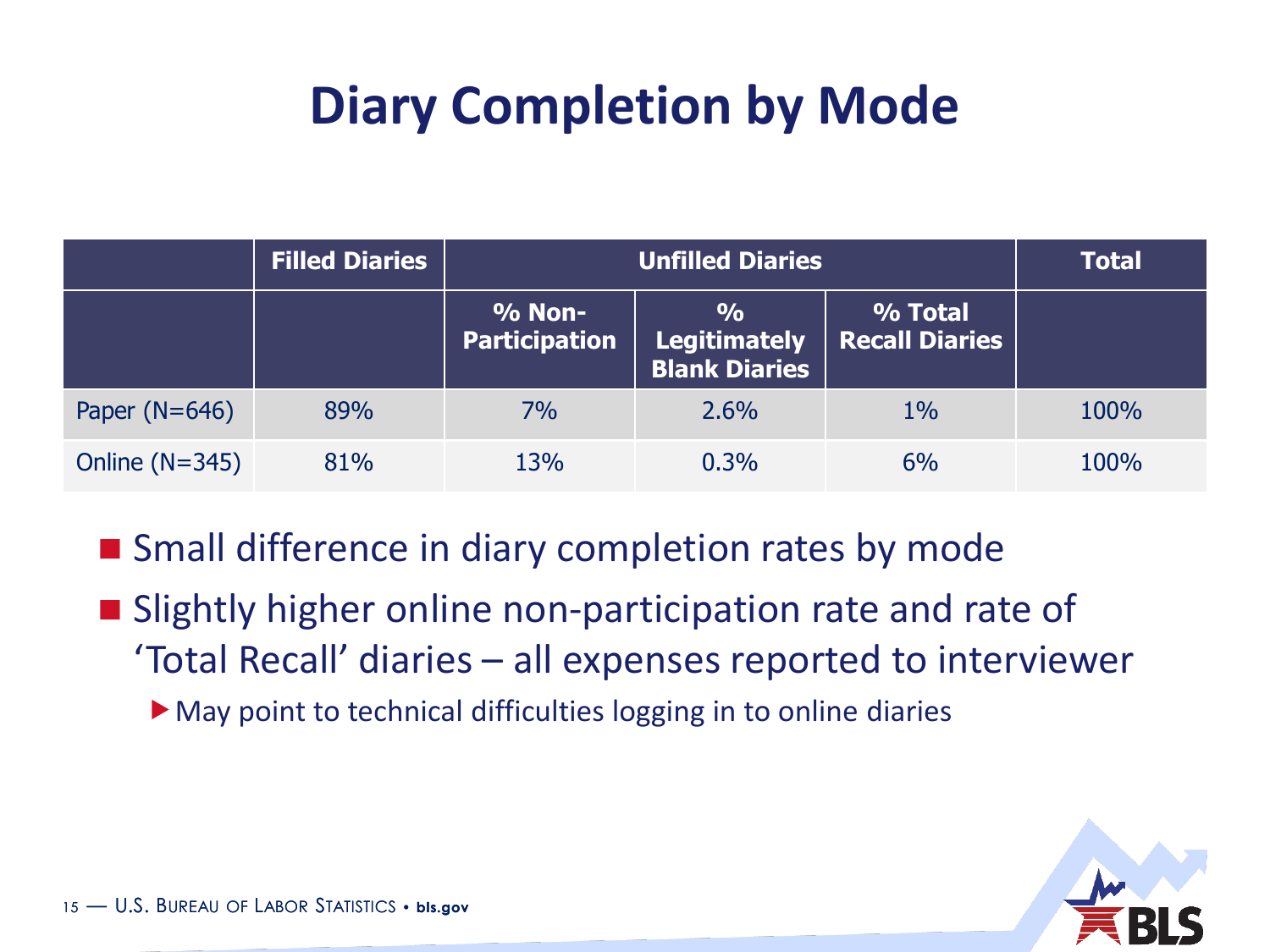# Diary Completion by Mode

| | Filled Diaries | Unfilled Diaries | | | Total |
|---|---|---|---|---|---|
| | | % Non-Participation | % Legitimately Blank Diaries | % Total Recall Diaries | |
| Paper (N=646) | 89% | 7% | 2.6% | 1% | 100% |
| Online (N=345) | 81% | 13% | 0.3% | 6% | 100% |

- Small difference in diary completion rates by mode
- Slightly higher online non-participation rate and rate of 'Total Recall' diaries – all expenses reported to interviewer
  - May point to technical difficulties logging in to online diaries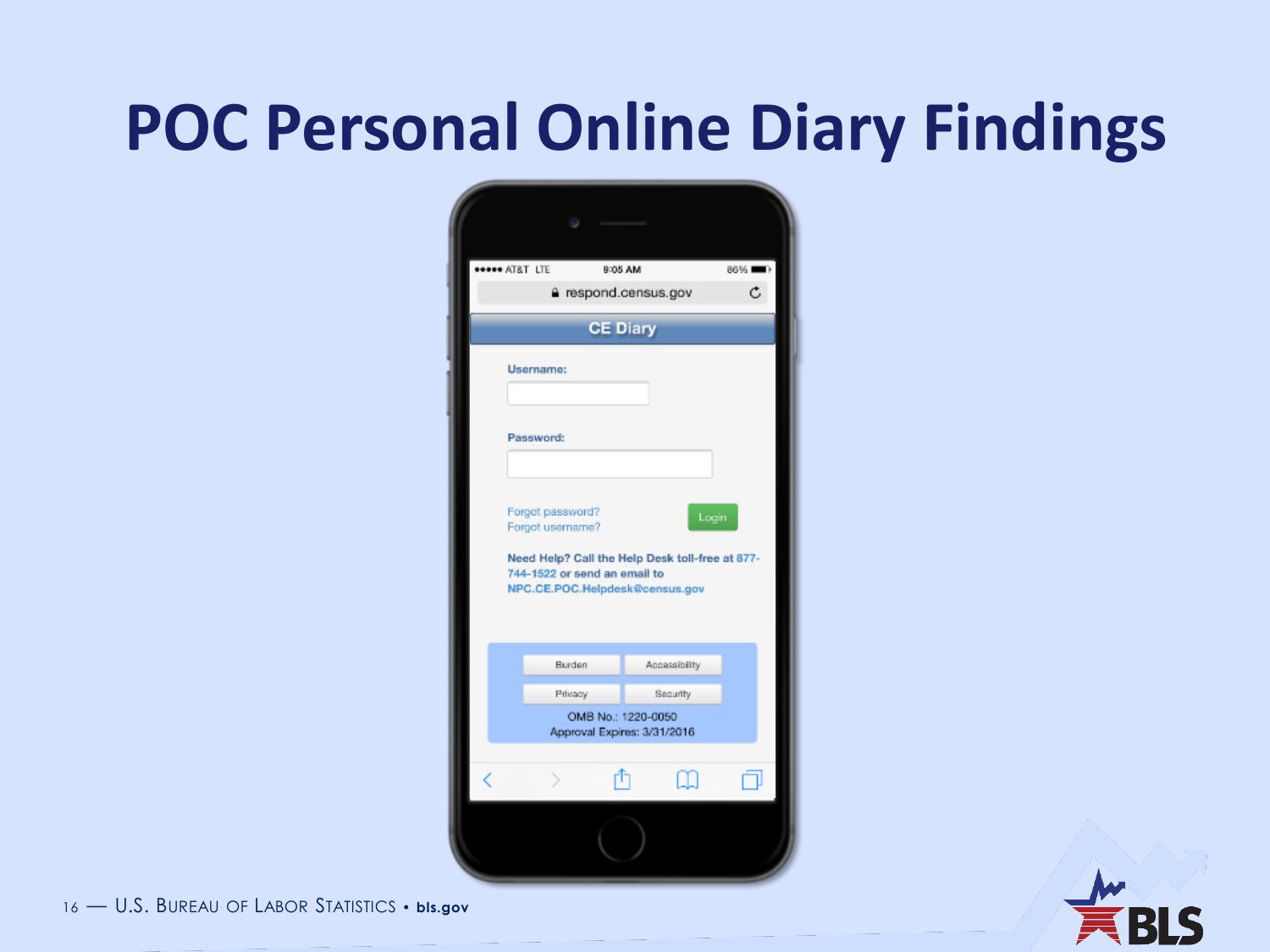# POC Personal Online Diary Findings

respond.census.gov

CE Diary

Username:

Password:

Forgot password?
Forgot username?

Login

Need Help? Call the Help Desk toll-free at 877-744-1522 or send an email to NPC.CE.POC.Helpdesk@census.gov

Burden | Accessibility | Privacy | Security

OMB No.: 1220-0050
Approval Expires: 3/31/2016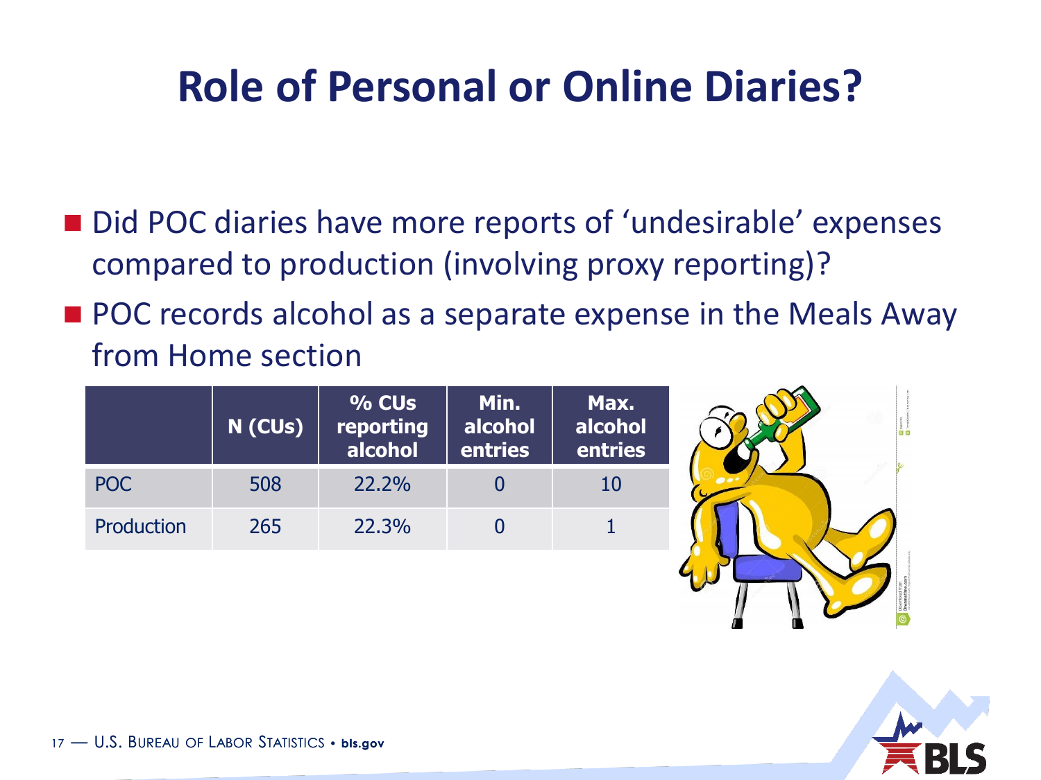# Role of Personal or Online Diaries?

- Did POC diaries have more reports of 'undesirable' expenses compared to production (involving proxy reporting)?
- POC records alcohol as a separate expense in the Meals Away from Home section

| | N (CUs) | % CUs reporting alcohol | Min. alcohol entries | Max. alcohol entries |
|---|---|---|---|---|
| POC | 508 | 22.2% | 0 | 10 |
| Production | 265 | 22.3% | 0 | 1 |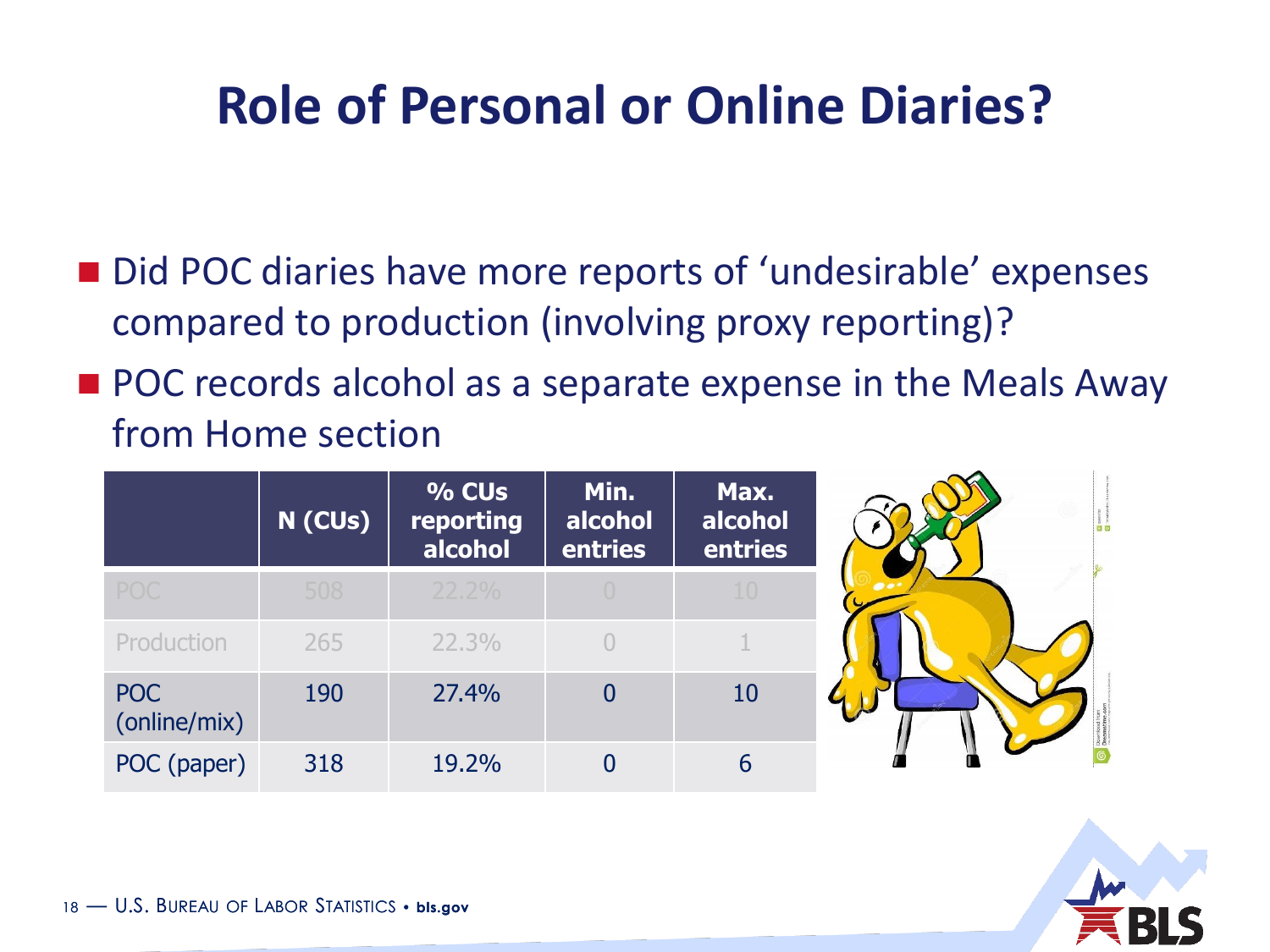# Role of Personal or Online Diaries?

- Did POC diaries have more reports of 'undesirable' expenses compared to production (involving proxy reporting)?
- POC records alcohol as a separate expense in the Meals Away from Home section

| | N (CUs) | % CUs reporting alcohol | Min. alcohol entries | Max. alcohol entries |
|---|---|---|---|---|
| POC | 508 | 22.2% | 0 | 10 |
| Production | 265 | 22.3% | 0 | 1 |
| POC (online/mix) | 190 | 27.4% | 0 | 10 |
| POC (paper) | 318 | 19.2% | 0 | 6 |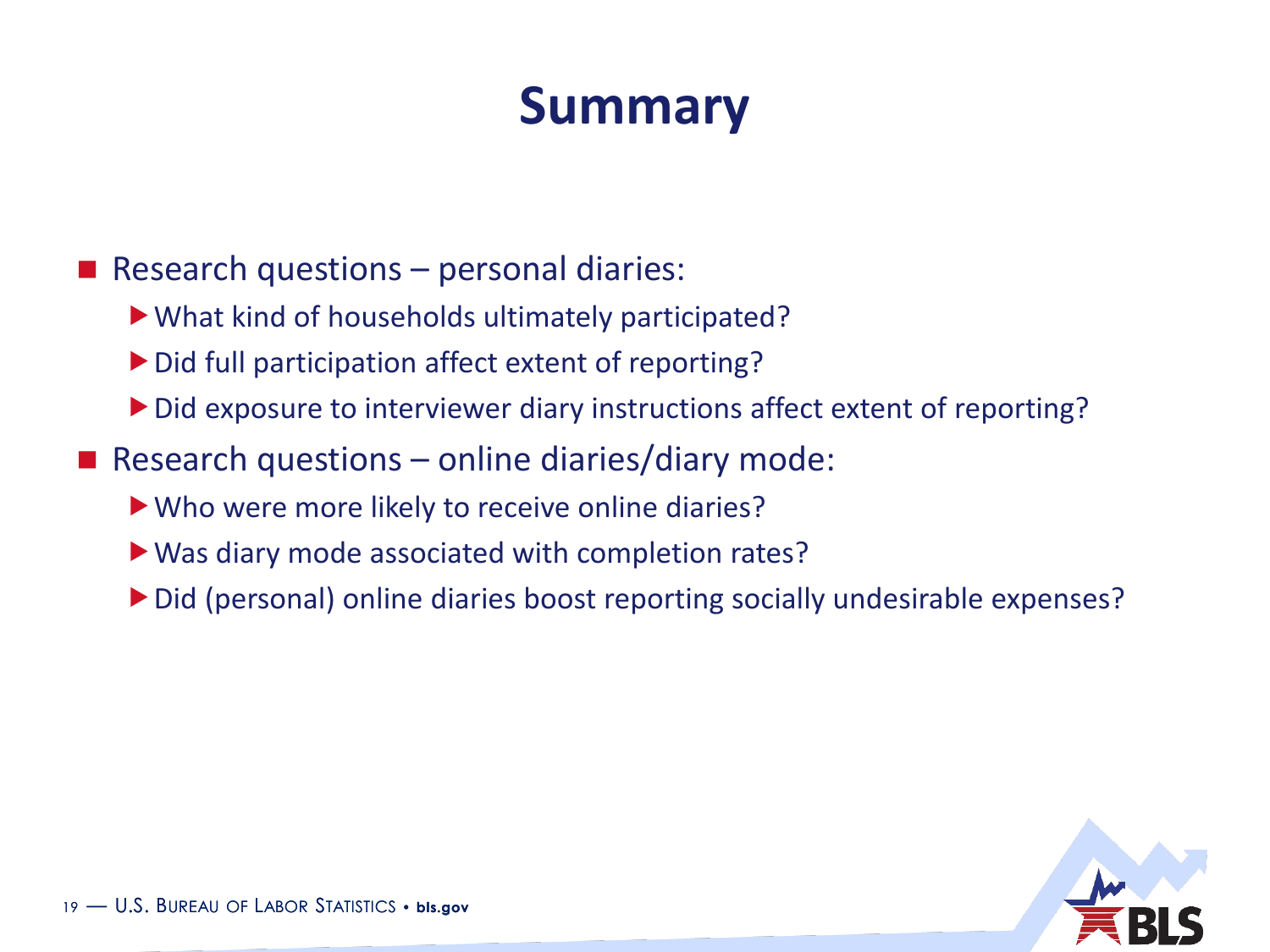# Summary

- Research questions – personal diaries:
  - What kind of households ultimately participated?
  - Did full participation affect extent of reporting?
  - Did exposure to interviewer diary instructions affect extent of reporting?
- Research questions – online diaries/diary mode:
  - Who were more likely to receive online diaries?
  - Was diary mode associated with completion rates?
  - Did (personal) online diaries boost reporting socially undesirable expenses?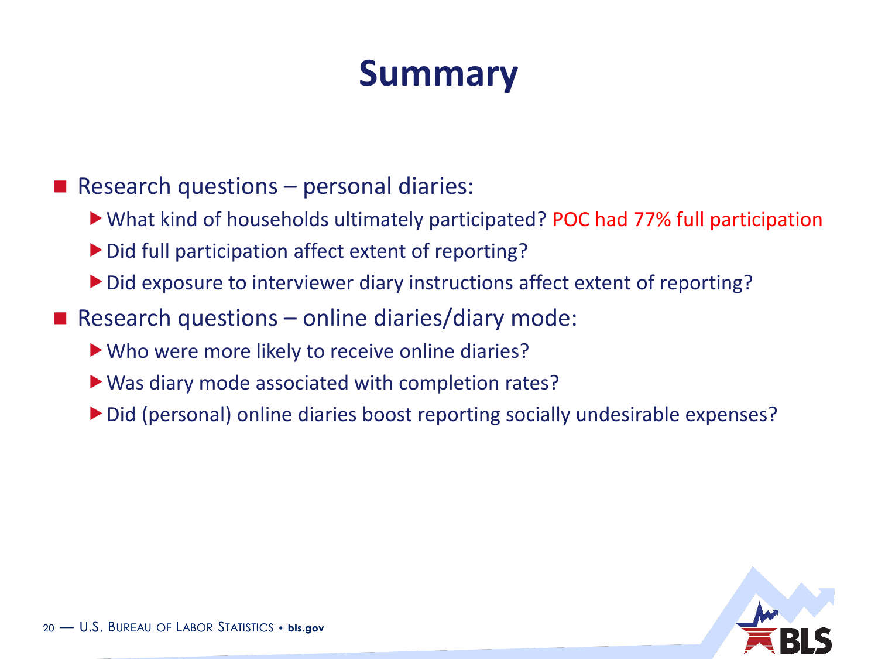# Summary

- Research questions – personal diaries:
  - What kind of households ultimately participated? POC had 77% full participation
  - Did full participation affect extent of reporting?
  - Did exposure to interviewer diary instructions affect extent of reporting?
- Research questions – online diaries/diary mode:
  - Who were more likely to receive online diaries?
  - Was diary mode associated with completion rates?
  - Did (personal) online diaries boost reporting socially undesirable expenses?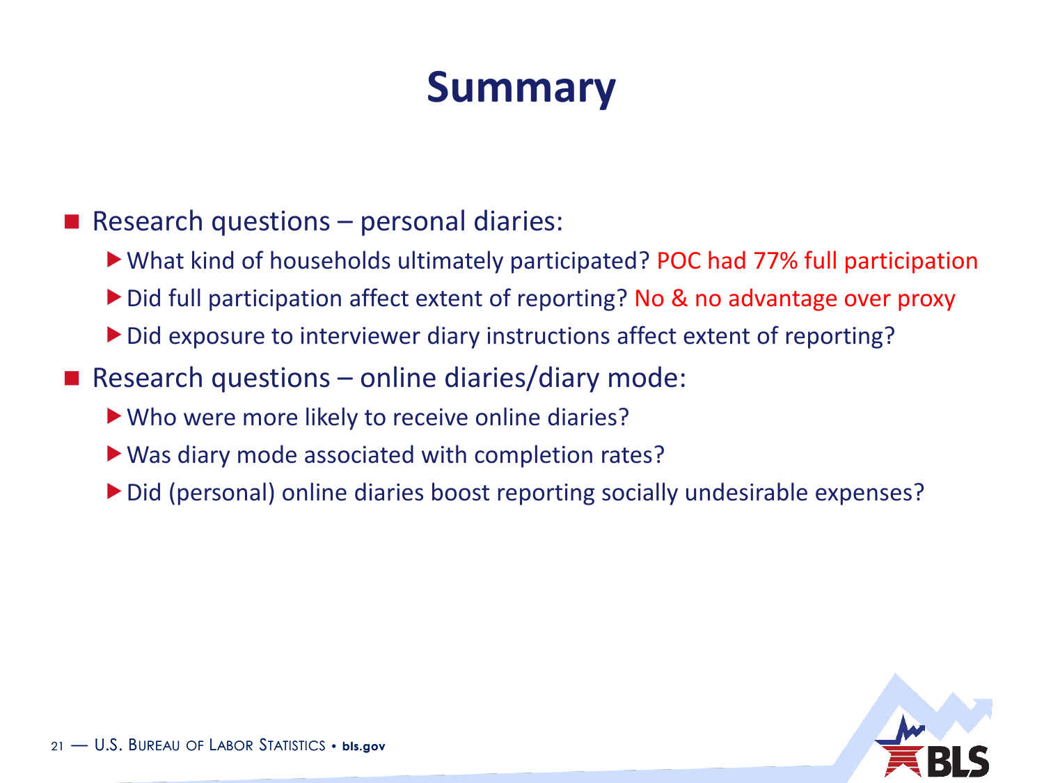# Summary

- Research questions – personal diaries:
  - What kind of households ultimately participated? POC had 77% full participation
  - Did full participation affect extent of reporting? No & no advantage over proxy
  - Did exposure to interviewer diary instructions affect extent of reporting?
- Research questions – online diaries/diary mode:
  - Who were more likely to receive online diaries?
  - Was diary mode associated with completion rates?
  - Did (personal) online diaries boost reporting socially undesirable expenses?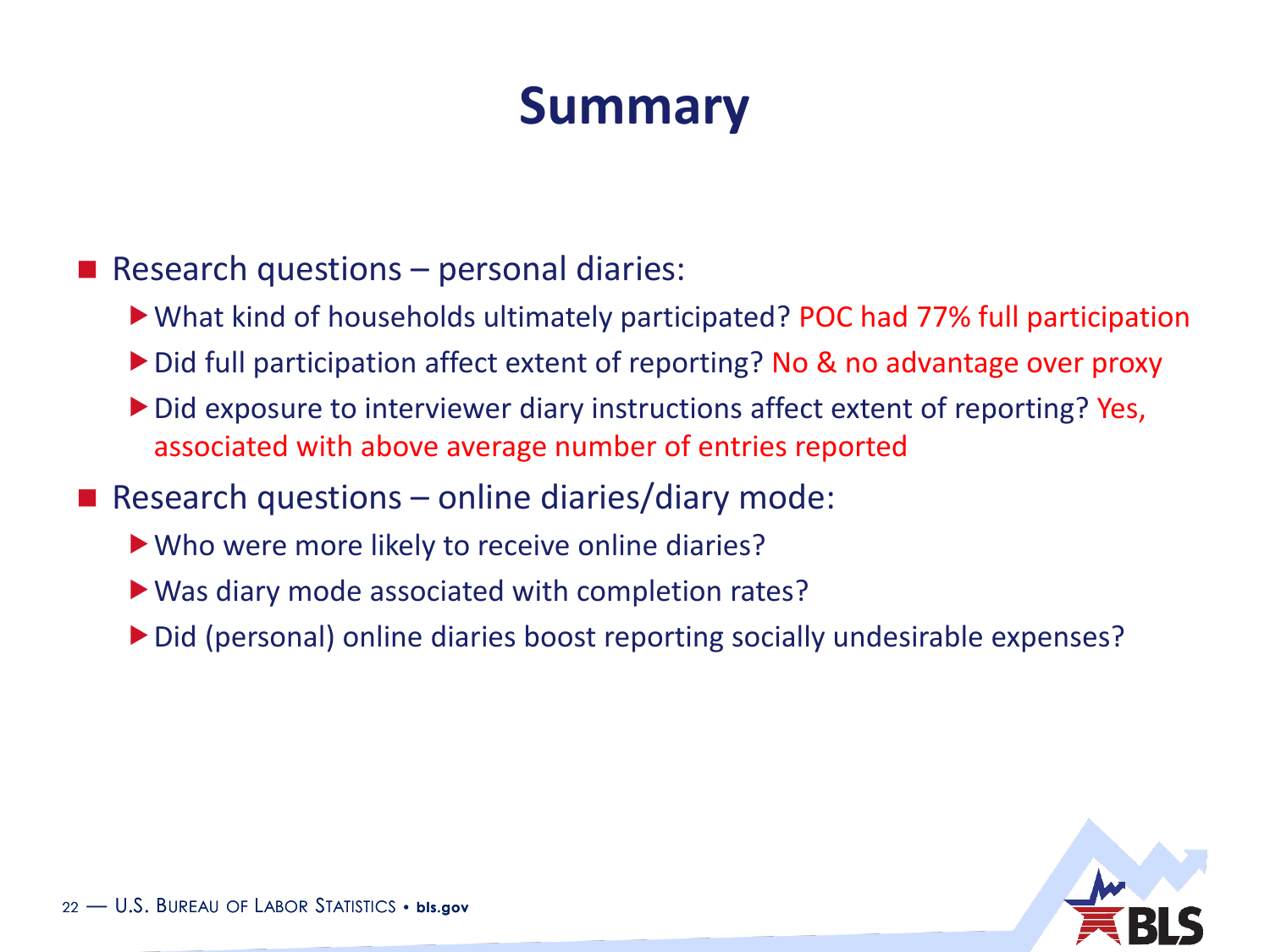# Summary

- Research questions – personal diaries:
  - What kind of households ultimately participated? POC had 77% full participation
  - Did full participation affect extent of reporting? No & no advantage over proxy
  - Did exposure to interviewer diary instructions affect extent of reporting? Yes, associated with above average number of entries reported
- Research questions – online diaries/diary mode:
  - Who were more likely to receive online diaries?
  - Was diary mode associated with completion rates?
  - Did (personal) online diaries boost reporting socially undesirable expenses?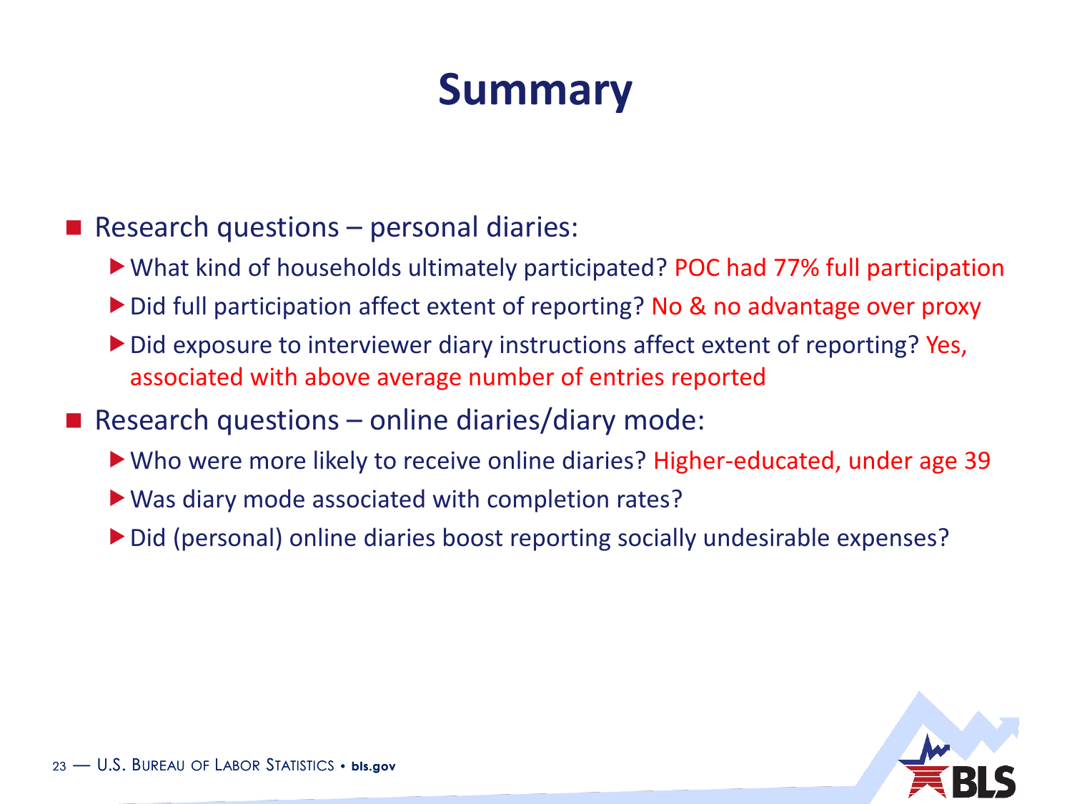# Summary

- Research questions – personal diaries:
  - What kind of households ultimately participated? POC had 77% full participation
  - Did full participation affect extent of reporting? No & no advantage over proxy
  - Did exposure to interviewer diary instructions affect extent of reporting? Yes, associated with above average number of entries reported
- Research questions – online diaries/diary mode:
  - Who were more likely to receive online diaries? Higher-educated, under age 39
  - Was diary mode associated with completion rates?
  - Did (personal) online diaries boost reporting socially undesirable expenses?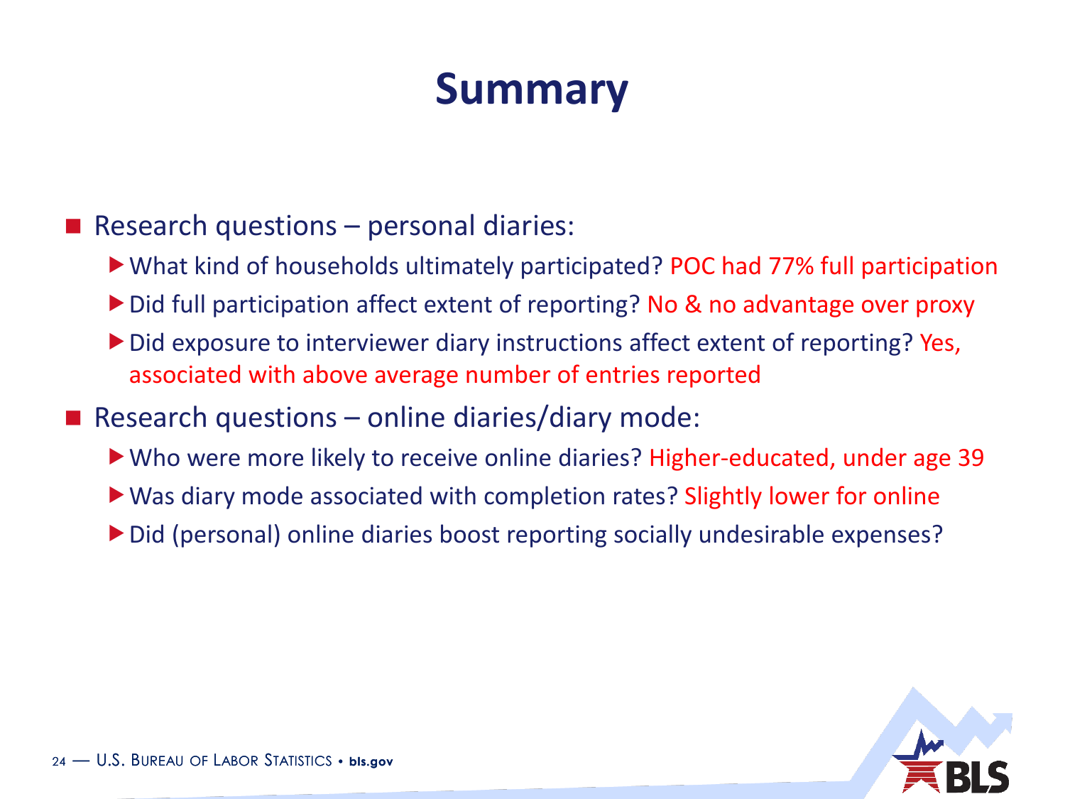# Summary

- Research questions – personal diaries:
  - What kind of households ultimately participated? POC had 77% full participation
  - Did full participation affect extent of reporting? No & no advantage over proxy
  - Did exposure to interviewer diary instructions affect extent of reporting? Yes, associated with above average number of entries reported
- Research questions – online diaries/diary mode:
  - Who were more likely to receive online diaries? Higher-educated, under age 39
  - Was diary mode associated with completion rates? Slightly lower for online
  - Did (personal) online diaries boost reporting socially undesirable expenses?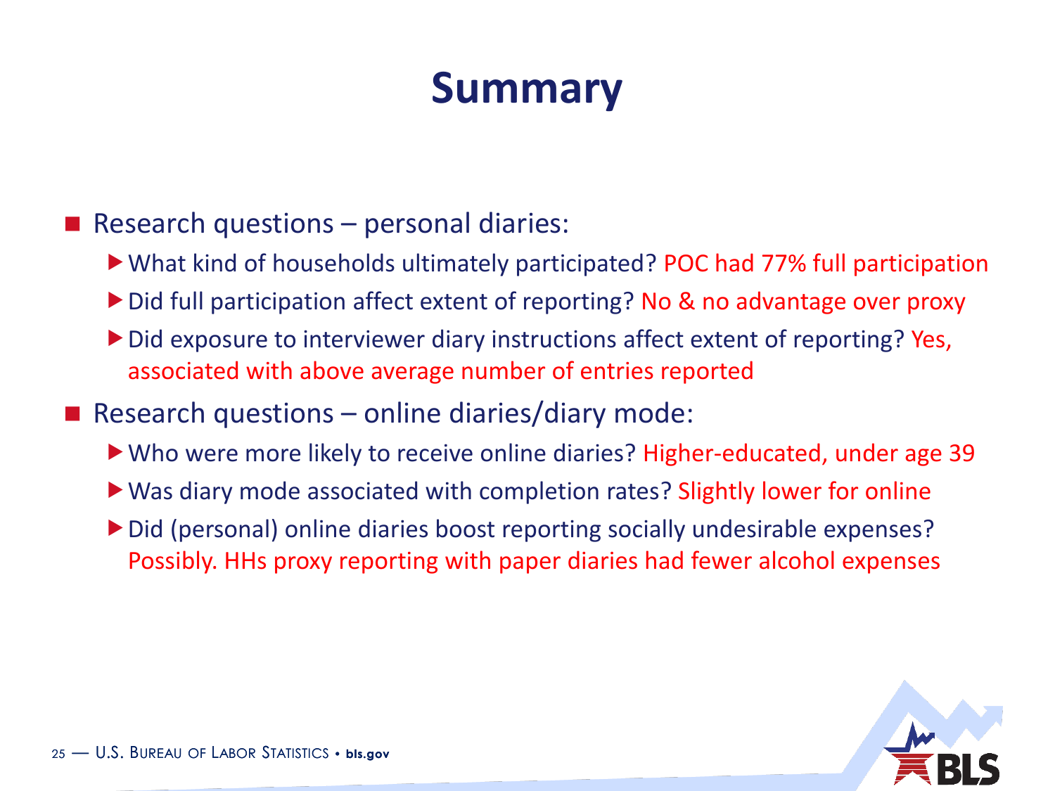# Summary

- Research questions – personal diaries:
  - What kind of households ultimately participated? POC had 77% full participation
  - Did full participation affect extent of reporting? No & no advantage over proxy
  - Did exposure to interviewer diary instructions affect extent of reporting? Yes, associated with above average number of entries reported
- Research questions – online diaries/diary mode:
  - Who were more likely to receive online diaries? Higher-educated, under age 39
  - Was diary mode associated with completion rates? Slightly lower for online
  - Did (personal) online diaries boost reporting socially undesirable expenses? Possibly. HHs proxy reporting with paper diaries had fewer alcohol expenses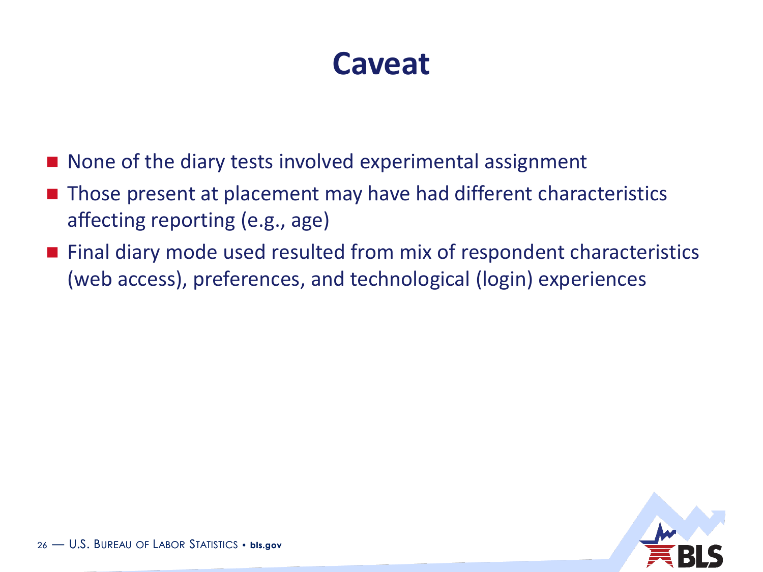# Caveat

- None of the diary tests involved experimental assignment
- Those present at placement may have had different characteristics affecting reporting (e.g., age)
- Final diary mode used resulted from mix of respondent characteristics (web access), preferences, and technological (login) experiences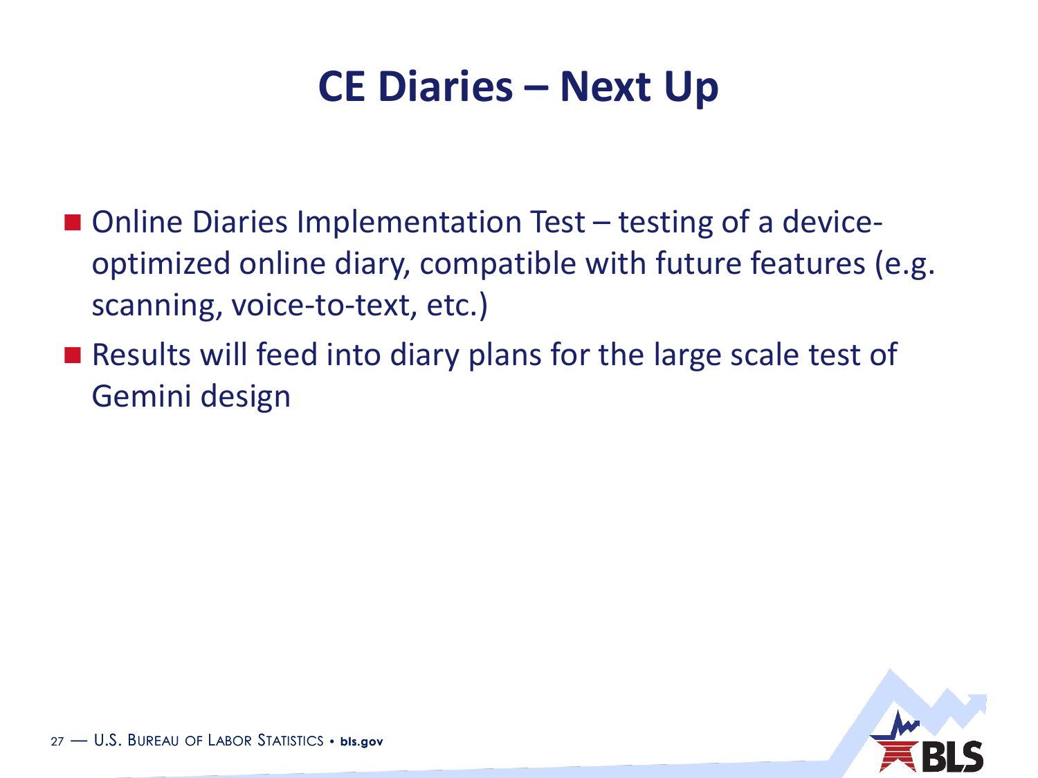# CE Diaries – Next Up

- Online Diaries Implementation Test – testing of a device-optimized online diary, compatible with future features (e.g. scanning, voice-to-text, etc.)
- Results will feed into diary plans for the large scale test of Gemini design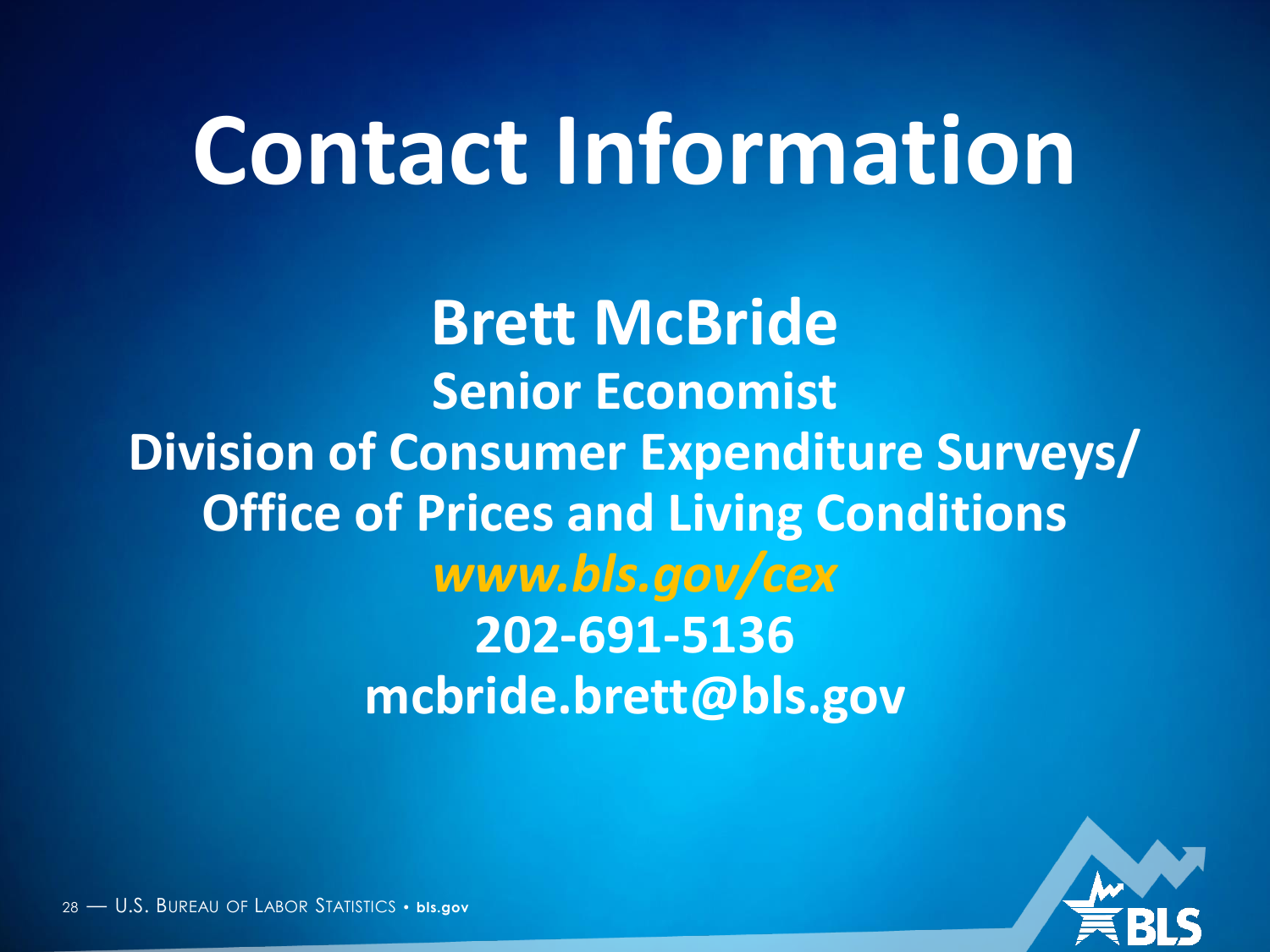# Contact Information

**Brett McBride**

**Senior Economist**

**Division of Consumer Expenditure Surveys/**

**Office of Prices and Living Conditions**

***www.bls.gov/cex***

**202-691-5136**

**mcbride.brett@bls.gov**